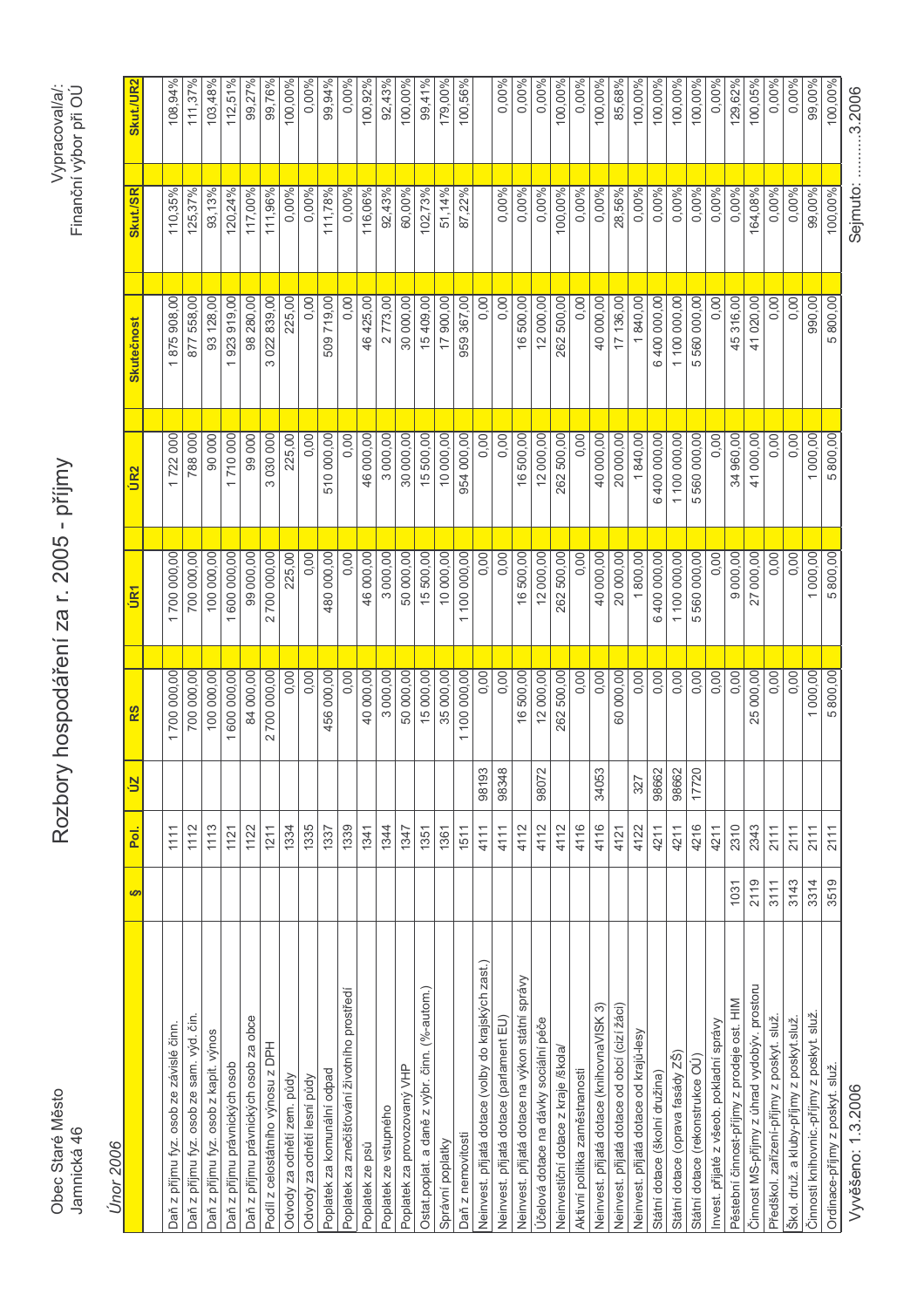Obec Staré Město
Jamnická 46

Vypracoval/a:
Finanční výbor při OÚ

# Rozbory hospodaření za r. 2005 - příjmy

*Únor 2006*

| | § | Pol. | ÚZ | RS | ÚR1 | ÚR2 | Skutečnost | Skut./SR | Skut./UR2 |
|---|---|---|---|---|---|---|---|---|---|
| Daň z příjmu fyz. osob ze závislé činn. | | 1111 | | 1 700 000,00 | 1 700 000,00 | 1 722 000 | 1 875 908,00 | 110,35% | 108,94% |
| Daň z příjmu fyz. osob ze sam. výd. čin. | | 1112 | | 700 000,00 | 700 000,00 | 788 000 | 877 558,00 | 125,37% | 111,37% |
| Daň z příjmu fyz. osob z kapit. výnos | | 1113 | | 100 000,00 | 100 000,00 | 90 000 | 93 128,00 | 93,13% | 103,48% |
| Daň z příjmu právnických osob | | 1121 | | 1 600 000,00 | 1 600 000,00 | 1 710 000 | 1 923 919,00 | 120,24% | 112,51% |
| Daň z příjmu právnických osob za obce | | 1122 | | 84 000,00 | 99 000,00 | 99 000 | 98 280,00 | 117,00% | 99,27% |
| Podíl z celostátního výnosu z DPH | | 1211 | | 2 700 000,00 | 2 700 000,00 | 3 030 000 | 3 022 839,00 | 111,96% | 99,76% |
| Odvody za odnětí zem. půdy | | 1334 | | 0,00 | 225,00 | 225,00 | 225,00 | 0,00% | 100,00% |
| Odvody za odnětí lesní půdy | | 1335 | | 0,00 | 0,00 | 0,00 | 0,00 | 0,00% | 0,00% |
| Poplatek za komunální odpad | | 1337 | | 456 000,00 | 480 000,00 | 510 000,00 | 509 719,00 | 111,78% | 99,94% |
| Poplatek za znečišťování životního prostředí | | 1339 | | 0,00 | 0,00 | 0,00 | 0,00 | 0,00% | 0,00% |
| Poplatek ze psů | | 1341 | | 40 000,00 | 46 000,00 | 46 000,00 | 46 425,00 | 116,06% | 100,92% |
| Poplatek ze vstupného | | 1344 | | 3 000,00 | 3 000,00 | 3 000,00 | 2 773,00 | 92,43% | 92,43% |
| Poplatek za provozovaný VHP | | 1347 | | 50 000,00 | 50 000,00 | 30 000,00 | 30 000,00 | 60,00% | 100,00% |
| Ostat.poplat. a daně z výbr. činn. (%-autom.) | | 1351 | | 15 000,00 | 15 500,00 | 15 500,00 | 15 409,00 | 102,73% | 99,41% |
| Správní poplatky | | 1361 | | 35 000,00 | 10 000,00 | 10 000,00 | 17 900,00 | 51,14% | 179,00% |
| Daň z nemovitostí | | 1511 | | 1 100 000,00 | 1 100 000,00 | 954 000,00 | 959 367,00 | 87,22% | 100,56% |
| Neinvest. přijatá dotace (volby do krajských zast.) | | 4111 | 98193 | 0,00 | 0,00 | 0,00 | 0,00 | | |
| Neinvest. přijatá dotace (parlament EU) | | 4111 | 98348 | 0,00 | 0,00 | 0,00 | 0,00 | 0,00% | 0,00% |
| Neinvest. přijatá dotace na výkon státní správy | | 4112 | | 16 500,00 | 16 500,00 | 16 500,00 | 16 500,00 | 0,00% | 0,00% |
| Účelová dotace na dávky sociální péče | | 4112 | 98072 | 12 000,00 | 12 000,00 | 12 000,00 | 12 000,00 | 0,00% | 0,00% |
| Neinvestiční dotace z kraje /škola/ | | 4112 | | 262 500,00 | 262 500,00 | 262 500,00 | 262 500,00 | 100,00% | 100,00% |
| Aktivní politika zaměstnanosti | | 4116 | | 0,00 | 0,00 | 0,00 | 0,00 | 0,00% | 0,00% |
| Neinvest. přijatá dotace (knihovnaVISK 3) | | 4116 | 34053 | 0,00 | 40 000,00 | 40 000,00 | 40 000,00 | 0,00% | 100,00% |
| Neinvest. přijatá dotace od obcí (cizí žáci) | | 4121 | | 60 000,00 | 20 000,00 | 20 000,00 | 17 136,00 | 28,56% | 85,68% |
| Neinvest. přijatá dotace od krajů-lesy | | 4122 | 327 | 0,00 | 1 800,00 | 1 840,00 | 1 840,00 | 0,00% | 100,00% |
| Státní dotace (školní družina) | | 4211 | 98662 | 0,00 | 6 400 000,00 | 6 400 000,00 | 6 400 000,00 | 0,00% | 100,00% |
| Státní dotace (oprava fasády ZŠ) | | 4211 | 98662 | 0,00 | 1 100 000,00 | 1 100 000,00 | 1 100 000,00 | 0,00% | 100,00% |
| Státní dotace (rekonstrukce OÚ) | | 4216 | 17720 | 0,00 | 5 560 000,00 | 5 560 000,00 | 5 560 000,00 | 0,00% | 100,00% |
| Invest. přijaté z všeob. pokladní správy | | 4211 | | 0,00 | 0,00 | 0,00 | 0,00 | 0,00% | 0,00% |
| Pěstební činnost-příjmy z prodeje ost. HIM | 1031 | 2310 | | 0,00 | 9 000,00 | 34 960,00 | 45 316,00 | 0,00% | 129,62% |
| Činnost MS-příjmy z úhrad vydobýv. prostoru | 2119 | 2343 | | 25 000,00 | 27 000,00 | 41 000,00 | 41 020,00 | 164,08% | 100,05% |
| Předškol. zařízení-příjmy z poskyt. služ. | 3111 | 2111 | | 0,00 | 0,00 | 0,00 | 0,00 | 0,00% | 0,00% |
| Škol. druž. a kluby-příjmy z poskyt.služ. | 3143 | 2111 | | 0,00 | 0,00 | 0,00 | 0,00 | 0,00% | 0,00% |
| Činnosti knihovnic.-příjmy z poskyt. služ. | 3314 | 2111 | | 1 000,00 | 1 000,00 | 1 000,00 | 990,00 | 99,00% | 99,00% |
| Ordinace-příjmy z poskyt. služ. | 3519 | 2111 | | 5 800,00 | 5 800,00 | 5 800,00 | 5 800,00 | 100,00% | 100,00% |

Vyvěšeno: 1.3.2006

Sejmuto: ..........3.2006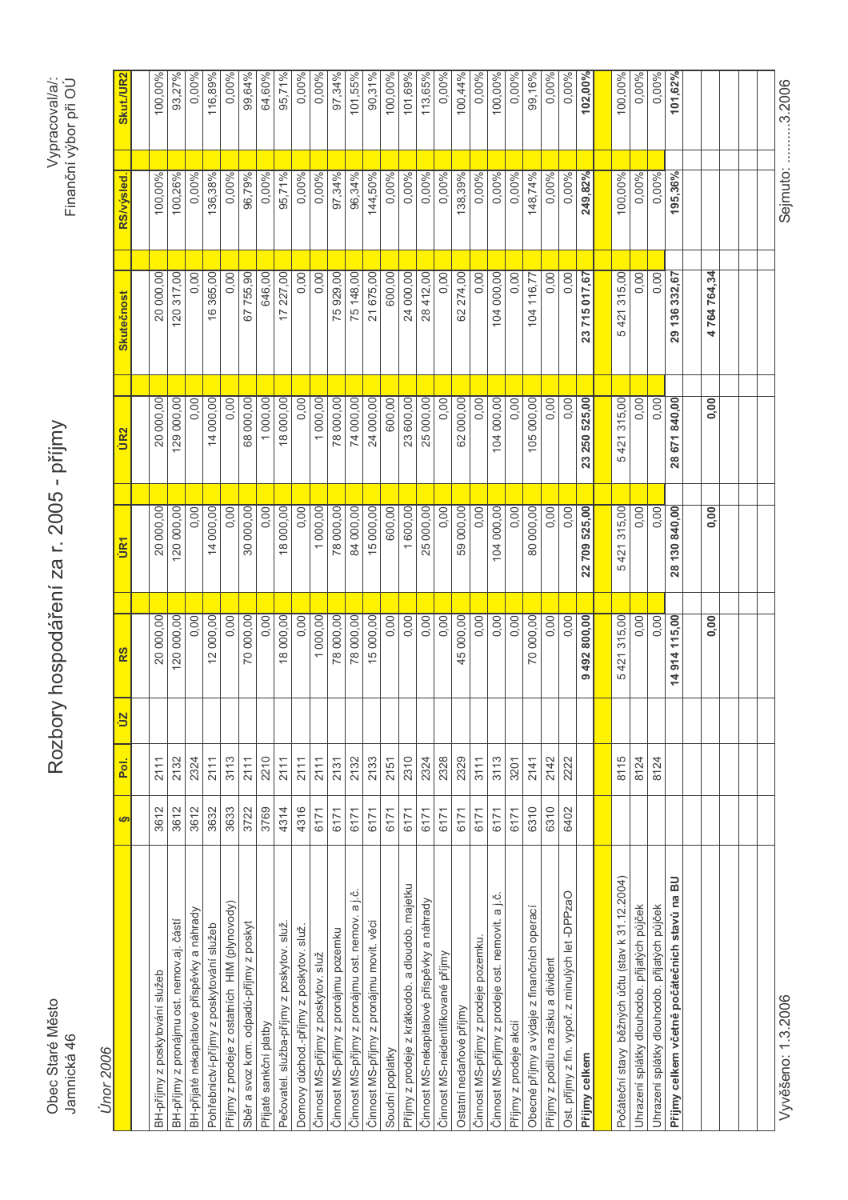Obec Staré Město
Jamnická 46

Vypracoval/a:
Finanční výbor při OÚ

# Rozbory hospodáření za r. 2005 - příjmy

*Únor 2006*

| | § | Pol. | ÚZ | RS | ÚR1 | ÚR2 | Skutečnost | RS/výsled. | Skut./UR2 |
|---|---|---|---|---|---|---|---|---|---|
| BH-příjmy z poskytování služeb | 3612 | 2111 | | 20 000,00 | 20 000,00 | 20 000,00 | 20 000,00 | 100,00% | 100,00% |
| BH-příjmy z pronájmu ost. nemov.aj. částí | 3612 | 2132 | | 120 000,00 | 120 000,00 | 129 000,00 | 120 317,00 | 100,26% | 93,27% |
| BH-přijaté nekapitalové příspěvky a náhrady | 3612 | 2324 | | 0,00 | 0,00 | 0,00 | 0,00 | 0,00% | 0,00% |
| Pohřebnictví-příjmy z poskytování služeb | 3632 | 2111 | | 12 000,00 | 14 000,00 | 14 000,00 | 16 365,00 | 136,38% | 116,89% |
| Příjmy z prodeje z ostatních HIM (plynovody) | 3633 | 3113 | | 0,00 | 0,00 | 0,00 | 0,00 | 0,00% | 0,00% |
| Sběr a svoz kom. odpadů-příjmy z poskyt | 3722 | 2111 | | 70 000,00 | 30 000,00 | 68 000,00 | 67 755,90 | 96,79% | 99,64% |
| Přijaté sankční platby | 3769 | 2210 | | 0,00 | 0,00 | 1 000,00 | 646,00 | 0,00% | 64,60% |
| Pečovatel. služba-příjmy z poskytov. služ. | 4314 | 2111 | | 18 000,00 | 18 000,00 | 18 000,00 | 17 227,00 | 95,71% | 95,71% |
| Domovy důchod.-příjmy z poskytov. služ. | 4316 | 2111 | | 0,00 | 0,00 | 0,00 | 0,00 | 0,00% | 0,00% |
| Činnost MS-příjmy z poskytov. služ | 6171 | 2111 | | 1 000,00 | 1 000,00 | 1 000,00 | 0,00 | 0,00% | 0,00% |
| Činnost MS-příjmy z pronájmu pozemku | 6171 | 2131 | | 78 000,00 | 78 000,00 | 78 000,00 | 75 929,00 | 97,34% | 97,34% |
| Činnost MS-příjmy z pronájmu ost.nemov. a j.č. | 6171 | 2132 | | 78 000,00 | 84 000,00 | 74 000,00 | 75 148,00 | 96,34% | 101,55% |
| Činnost MS-příjmy z pronájmu movit. věci | 6171 | 2133 | | 15 000,00 | 15 000,00 | 24 000,00 | 21 675,00 | 144,50% | 90,31% |
| Soudní poplatky | 6171 | 2151 | | 0,00 | 600,00 | 600,00 | 600,00 | 0,00% | 100,00% |
| Příjmy z prodeje z krátkodob. a dloudob. majetku | 6171 | 2310 | | 0,00 | 1 600,00 | 23 600,00 | 24 000,00 | 0,00% | 101,69% |
| Činnost MS-nekapitalové příspěvky a náhrady | 6171 | 2324 | | 0,00 | 25 000,00 | 25 000,00 | 28 412,00 | 0,00% | 113,65% |
| Činnost MS-neidentifikované příjmy | 6171 | 2328 | | 0,00 | 0,00 | 0,00 | 0,00 | 0,00% | 0,00% |
| Ostatní nedaňové příjmy | 6171 | 2329 | | 45 000,00 | 59 000,00 | 62 000,00 | 62 274,00 | 138,39% | 100,44% |
| Činnost MS-příjmy z prodeje pozemku. | 6171 | 3111 | | 0,00 | 0,00 | 0,00 | 0,00 | 0,00% | 0,00% |
| Činnost MS-příjmy z prodeje ost. nemovit. a j.č. | 6171 | 3113 | | 0,00 | 104 000,00 | 104 000,00 | 104 000,00 | 0,00% | 100,00% |
| Příjmy z prodeje akcií | 6171 | 3201 | | 0,00 | 0,00 | 0,00 | 0,00 | 0,00% | 0,00% |
| Obecné příjmy a výdaje z finančních operací | 6310 | 2141 | | 70 000,00 | 80 000,00 | 105 000,00 | 104 116,77 | 148,74% | 99,16% |
| Příjmy z podílu na zisku a divident | 6310 | 2142 | | 0,00 | 0,00 | 0,00 | 0,00 | 0,00% | 0,00% |
| Ost. příjmy z fin. vypoř. z minulých let -DPPzaO | 6402 | 2222 | | 0,00 | 0,00 | 0,00 | 0,00 | 0,00% | 0,00% |
| **Příjmy celkem** | | | | **9 492 800,00** | **22 709 525,00** | **23 250 525,00** | **23 715 017,67** | **249,82%** | **102,00%** |
| | | | | | | | | | |
| Počáteční stavy běžných účtu (stav k 31.12.2004) | | 8115 | | 5 421 315,00 | 5 421 315,00 | 5 421 315,00 | 5 421 315,00 | 100,00% | 100,00% |
| Uhrazení splátky dlouhodob. přijatých půjček | | 8124 | | 0,00 | 0,00 | 0,00 | 0,00 | 0,00% | 0,00% |
| Uhrazení splátky dlouhodob. přijatých půjček | | 8124 | | 0,00 | 0,00 | 0,00 | 0,00 | 0,00% | 0,00% |
| **Příjmy celkem včetně počátečních stavů na BU** | | | | **14 914 115,00** | **28 130 840,00** | **28 671 840,00** | **29 136 332,67** | **195,36%** | **101,62%** |
| | | | | **0,00** | **0,00** | **0,00** | **4 764 764,34** | | |

Vyvěšeno: 1.3.2006

Sejmuto: ..........3.2006